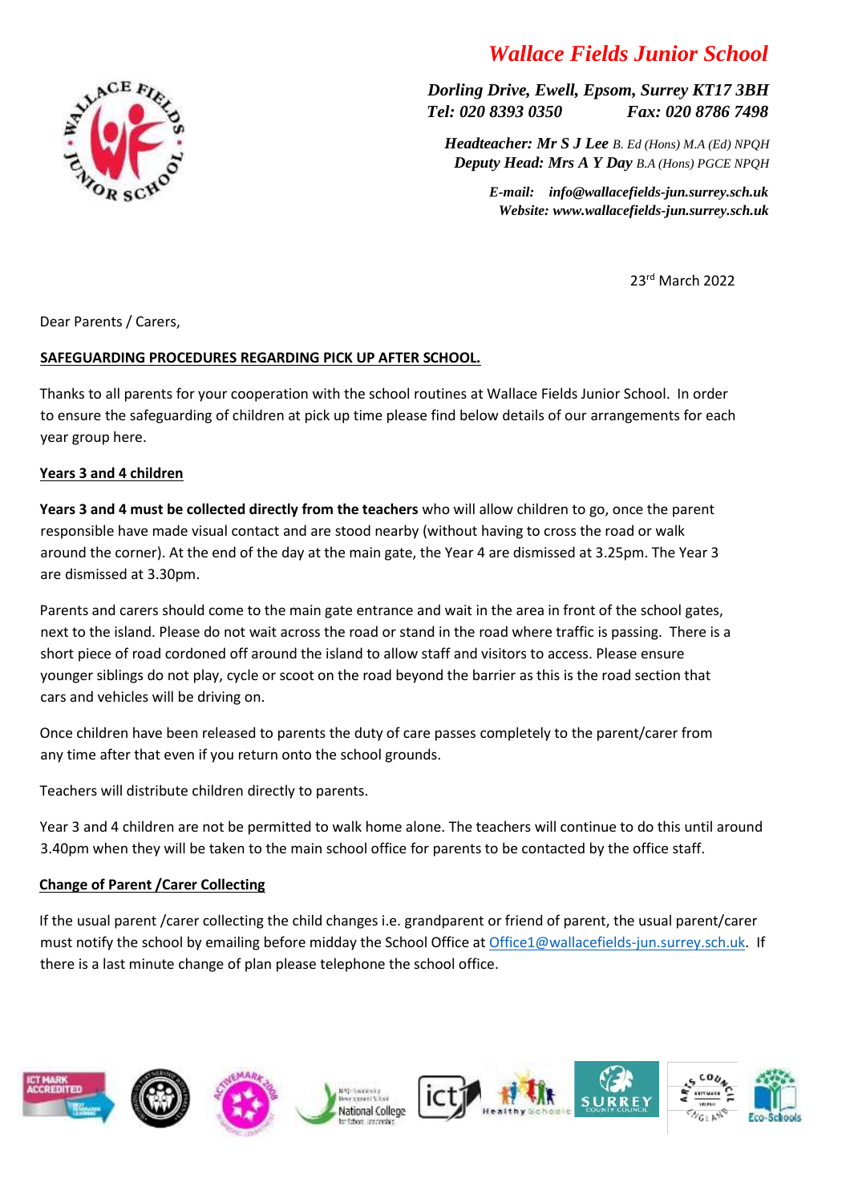# *Wallace Fields Junior School*

***Dorling Drive, Ewell, Epsom, Surrey KT17 3BH***
***Tel: 020 8393 0350 Fax: 020 8786 7498***

***Headteacher: Mr S J Lee*** *B. Ed (Hons) M.A (Ed) NPQH*
***Deputy Head: Mrs A Y Day*** *B.A (Hons) PGCE NPQH*

***E-mail: info@wallacefields-jun.surrey.sch.uk***
***Website: www.wallacefields-jun.surrey.sch.uk***

23rd March 2022

Dear Parents / Carers,

**SAFEGUARDING PROCEDURES REGARDING PICK UP AFTER SCHOOL.**

Thanks to all parents for your cooperation with the school routines at Wallace Fields Junior School. In order to ensure the safeguarding of children at pick up time please find below details of our arrangements for each year group here.

**Years 3 and 4 children**

**Years 3 and 4 must be collected directly from the teachers** who will allow children to go, once the parent responsible have made visual contact and are stood nearby (without having to cross the road or walk around the corner). At the end of the day at the main gate, the Year 4 are dismissed at 3.25pm. The Year 3 are dismissed at 3.30pm.

Parents and carers should come to the main gate entrance and wait in the area in front of the school gates, next to the island. Please do not wait across the road or stand in the road where traffic is passing. There is a short piece of road cordoned off around the island to allow staff and visitors to access. Please ensure younger siblings do not play, cycle or scoot on the road beyond the barrier as this is the road section that cars and vehicles will be driving on.

Once children have been released to parents the duty of care passes completely to the parent/carer from any time after that even if you return onto the school grounds.

Teachers will distribute children directly to parents.

Year 3 and 4 children are not be permitted to walk home alone. The teachers will continue to do this until around 3.40pm when they will be taken to the main school office for parents to be contacted by the office staff.

**Change of Parent /Carer Collecting**

If the usual parent /carer collecting the child changes i.e. grandparent or friend of parent, the usual parent/carer must notify the school by emailing before midday the School Office at Office1@wallacefields-jun.surrey.sch.uk. If there is a last minute change of plan please telephone the school office.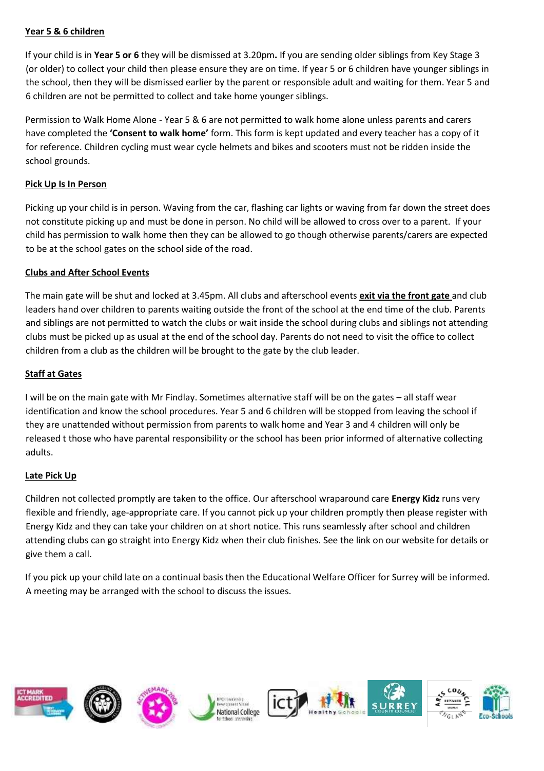**Year 5 & 6 children**

If your child is in **Year 5 or 6** they will be dismissed at 3.20pm**.** If you are sending older siblings from Key Stage 3 (or older) to collect your child then please ensure they are on time. If year 5 or 6 children have younger siblings in the school, then they will be dismissed earlier by the parent or responsible adult and waiting for them. Year 5 and 6 children are not be permitted to collect and take home younger siblings.

Permission to Walk Home Alone - Year 5 & 6 are not permitted to walk home alone unless parents and carers have completed the **'Consent to walk home'** form. This form is kept updated and every teacher has a copy of it for reference. Children cycling must wear cycle helmets and bikes and scooters must not be ridden inside the school grounds.

**Pick Up Is In Person**

Picking up your child is in person. Waving from the car, flashing car lights or waving from far down the street does not constitute picking up and must be done in person. No child will be allowed to cross over to a parent. If your child has permission to walk home then they can be allowed to go though otherwise parents/carers are expected to be at the school gates on the school side of the road.

**Clubs and After School Events**

The main gate will be shut and locked at 3.45pm. All clubs and afterschool events **exit via the front gate** and club leaders hand over children to parents waiting outside the front of the school at the end time of the club. Parents and siblings are not permitted to watch the clubs or wait inside the school during clubs and siblings not attending clubs must be picked up as usual at the end of the school day. Parents do not need to visit the office to collect children from a club as the children will be brought to the gate by the club leader.

**Staff at Gates**

I will be on the main gate with Mr Findlay. Sometimes alternative staff will be on the gates – all staff wear identification and know the school procedures. Year 5 and 6 children will be stopped from leaving the school if they are unattended without permission from parents to walk home and Year 3 and 4 children will only be released t those who have parental responsibility or the school has been prior informed of alternative collecting adults.

**Late Pick Up**

Children not collected promptly are taken to the office. Our afterschool wraparound care **Energy Kidz** runs very flexible and friendly, age-appropriate care. If you cannot pick up your children promptly then please register with Energy Kidz and they can take your children on at short notice. This runs seamlessly after school and children attending clubs can go straight into Energy Kidz when their club finishes. See the link on our website for details or give them a call.

If you pick up your child late on a continual basis then the Educational Welfare Officer for Surrey will be informed. A meeting may be arranged with the school to discuss the issues.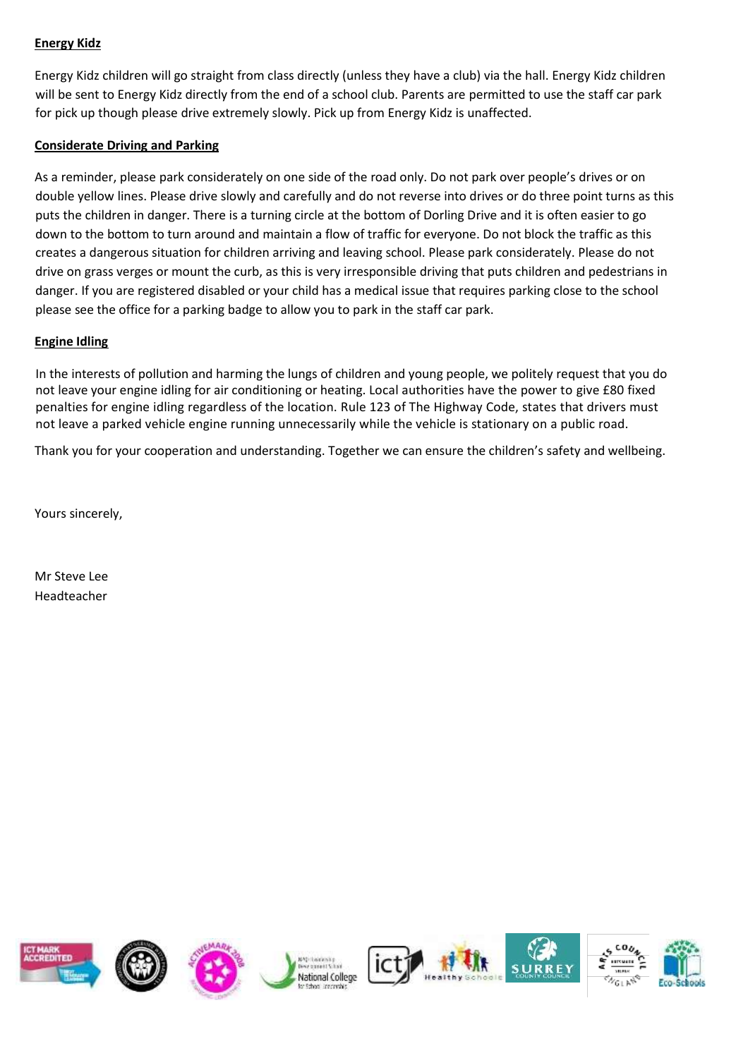## Energy Kidz

Energy Kidz children will go straight from class directly (unless they have a club) via the hall. Energy Kidz children will be sent to Energy Kidz directly from the end of a school club. Parents are permitted to use the staff car park for pick up though please drive extremely slowly. Pick up from Energy Kidz is unaffected.

## Considerate Driving and Parking

As a reminder, please park considerately on one side of the road only. Do not park over people's drives or on double yellow lines. Please drive slowly and carefully and do not reverse into drives or do three point turns as this puts the children in danger. There is a turning circle at the bottom of Dorling Drive and it is often easier to go down to the bottom to turn around and maintain a flow of traffic for everyone. Do not block the traffic as this creates a dangerous situation for children arriving and leaving school. Please park considerately. Please do not drive on grass verges or mount the curb, as this is very irresponsible driving that puts children and pedestrians in danger. If you are registered disabled or your child has a medical issue that requires parking close to the school please see the office for a parking badge to allow you to park in the staff car park.

## Engine Idling

In the interests of pollution and harming the lungs of children and young people, we politely request that you do not leave your engine idling for air conditioning or heating. Local authorities have the power to give £80 fixed penalties for engine idling regardless of the location. Rule 123 of The Highway Code, states that drivers must not leave a parked vehicle engine running unnecessarily while the vehicle is stationary on a public road.

Thank you for your cooperation and understanding. Together we can ensure the children's safety and wellbeing.

Yours sincerely,

Mr Steve Lee
Headteacher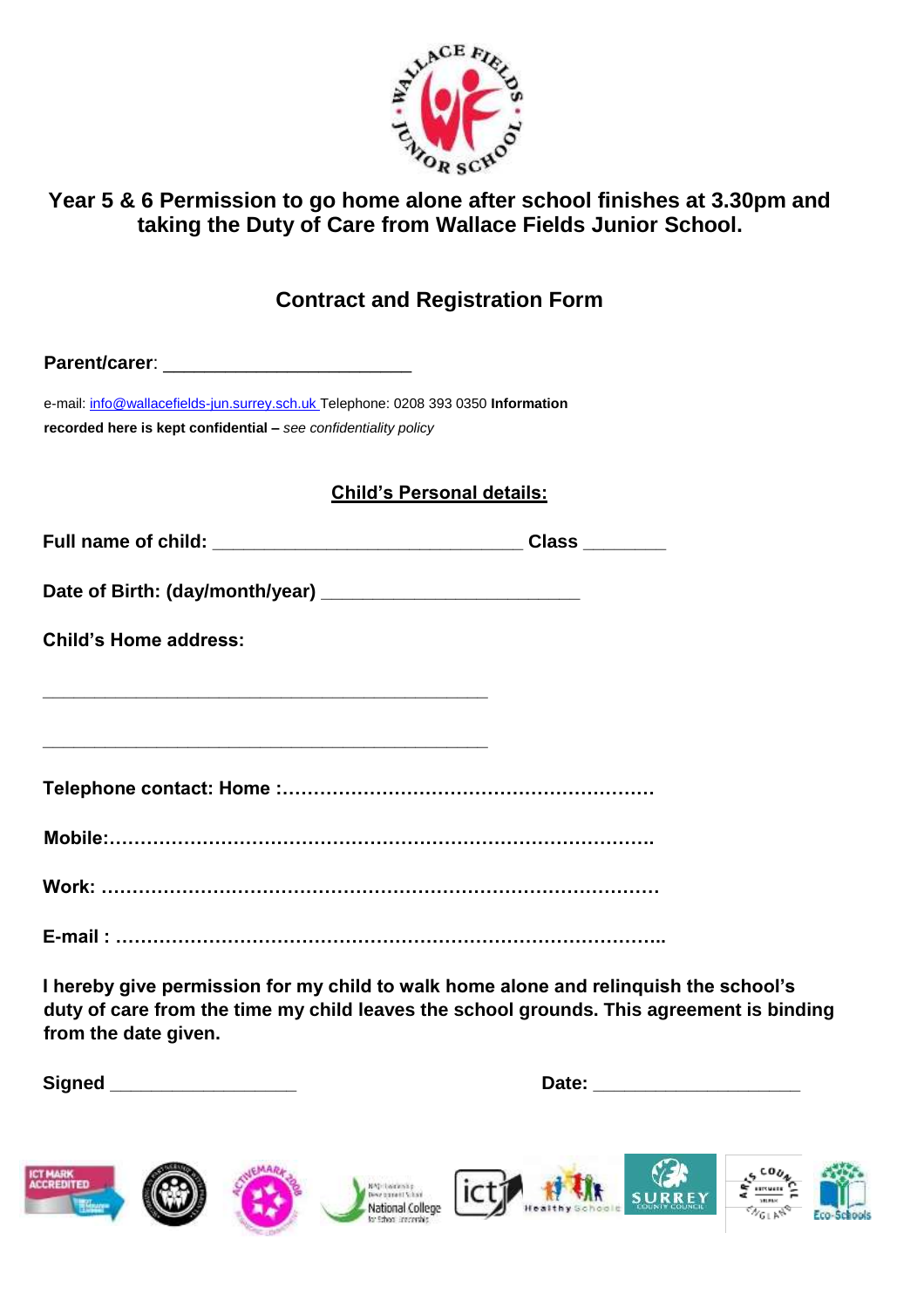## Year 5 & 6 Permission to go home alone after school finishes at 3.30pm and taking the Duty of Care from Wallace Fields Junior School.

### Contract and Registration Form

**Parent/carer**: ________________________

e-mail: info@wallacefields-jun.surrey.sch.uk Telephone: 0208 393 0350 **Information recorded here is kept confidential –** *see confidentiality policy*

**Child's Personal details:**

**Full name of child:** ______________________________ **Class** ________

**Date of Birth: (day/month/year)** _________________________

**Child's Home address:**

_____________________________________________

_____________________________________________

**Telephone contact: Home :.......................................................**

**Mobile:...............................................................................**

**Work: ..................................................................................**

**E-mail : ...............................................................................**

**I hereby give permission for my child to walk home alone and relinquish the school's duty of care from the time my child leaves the school grounds. This agreement is binding from the date given.**

**Signed** __________________ **Date:** ____________________